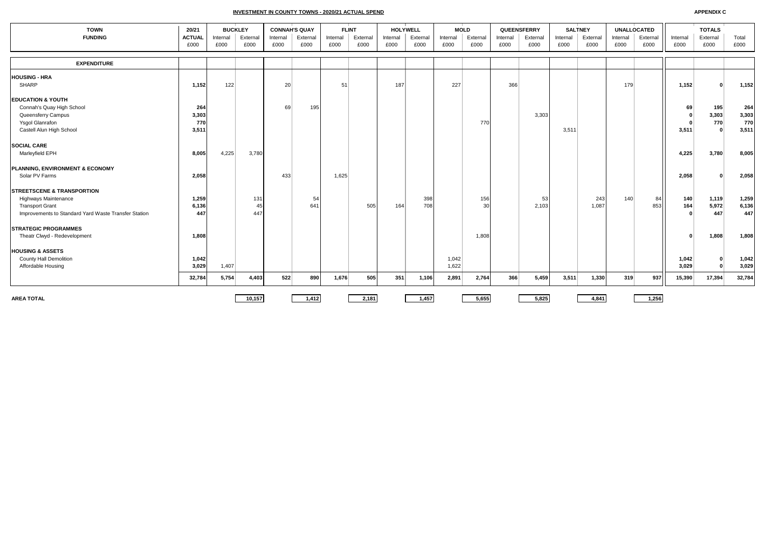**INVESTMENT IN COUNTY TOWNS - 2020/21 ACTUAL SPEND**

**APPENDIX C**

| TOWN | 20/21 | BUCKLEY | | CONNAH'S QUAY | | FLINT | | HOLYWELL | | MOLD | | QUEENSFERRY | | SALTNEY | | UNALLOCATED | | TOTALS | | |
|---|---|---|---|---|---|---|---|---|---|---|---|---|---|---|---|---|---|---|---|---|
| FUNDING | ACTUAL | Internal | External | Internal | External | Internal | External | Internal | External | Internal | External | Internal | External | Internal | External | Internal | External | Internal | External | Total |
| | £000 | £000 | £000 | £000 | £000 | £000 | £000 | £000 | £000 | £000 | £000 | £000 | £000 | £000 | £000 | £000 | £000 | £000 | £000 | £000 |
| **EXPENDITURE** | | | | | | | | | | | | | | | | | | | | |
| **HOUSING - HRA** | | | | | | | | | | | | | | | | | | | | |
| SHARP | **1,152** | 122 | | 20 | | 51 | | 187 | | 227 | | 366 | | | | 179 | | **1,152** | **0** | **1,152** |
| **EDUCATION & YOUTH** | | | | | | | | | | | | | | | | | | | | |
| Connah's Quay High School | **264** | | | 69 | 195 | | | | | | | | | | | | | **69** | **195** | **264** |
| Queensferry Campus | **3,303** | | | | | | | | | | | | 3,303 | | | | | **0** | **3,303** | **3,303** |
| Ysgol Glanrafon | **770** | | | | | | | | | | 770 | | | | | | | **0** | **770** | **770** |
| Castell Alun High School | **3,511** | | | | | | | | | | | | | 3,511 | | | | **3,511** | **0** | **3,511** |
| **SOCIAL CARE** | | | | | | | | | | | | | | | | | | | | |
| Marleyfield EPH | **8,005** | 4,225 | 3,780 | | | | | | | | | | | | | | | **4,225** | **3,780** | **8,005** |
| **PLANNING, ENVIRONMENT & ECONOMY** | | | | | | | | | | | | | | | | | | | | |
| Solar PV Farms | **2,058** | | | 433 | | 1,625 | | | | | | | | | | | | **2,058** | **0** | **2,058** |
| **STREETSCENE & TRANSPORTION** | | | | | | | | | | | | | | | | | | | | |
| Highways Maintenance | **1,259** | | 131 | | 54 | | | | 398 | | 156 | | 53 | | 243 | 140 | 84 | **140** | **1,119** | **1,259** |
| Transport Grant | **6,136** | | 45 | | 641 | | 505 | 164 | 708 | | 30 | | 2,103 | | 1,087 | | 853 | **164** | **5,972** | **6,136** |
| Improvements to Standard Yard Waste Transfer Station | **447** | | 447 | | | | | | | | | | | | | | | **0** | **447** | **447** |
| **STRATEGIC PROGRAMMES** | | | | | | | | | | | | | | | | | | | | |
| Theatr Clwyd - Redevelopment | **1,808** | | | | | | | | | | 1,808 | | | | | | | **0** | **1,808** | **1,808** |
| **HOUSING & ASSETS** | | | | | | | | | | | | | | | | | | | | |
| County Hall Demolition | **1,042** | | | | | | | | | 1,042 | | | | | | | | **1,042** | **0** | **1,042** |
| Affordable Housing | **3,029** | 1,407 | | | | | | | | 1,622 | | | | | | | | **3,029** | **0** | **3,029** |
| | **32,784** | **5,754** | **4,403** | **522** | **890** | **1,676** | **505** | **351** | **1,106** | **2,891** | **2,764** | **366** | **5,459** | **3,511** | **1,330** | **319** | **937** | **15,390** | **17,394** | **32,784** |
| **AREA TOTAL** | | | **10,157** | | **1,412** | | **2,181** | | **1,457** | | **5,655** | | **5,825** | | **4,841** | | **1,256** | | | |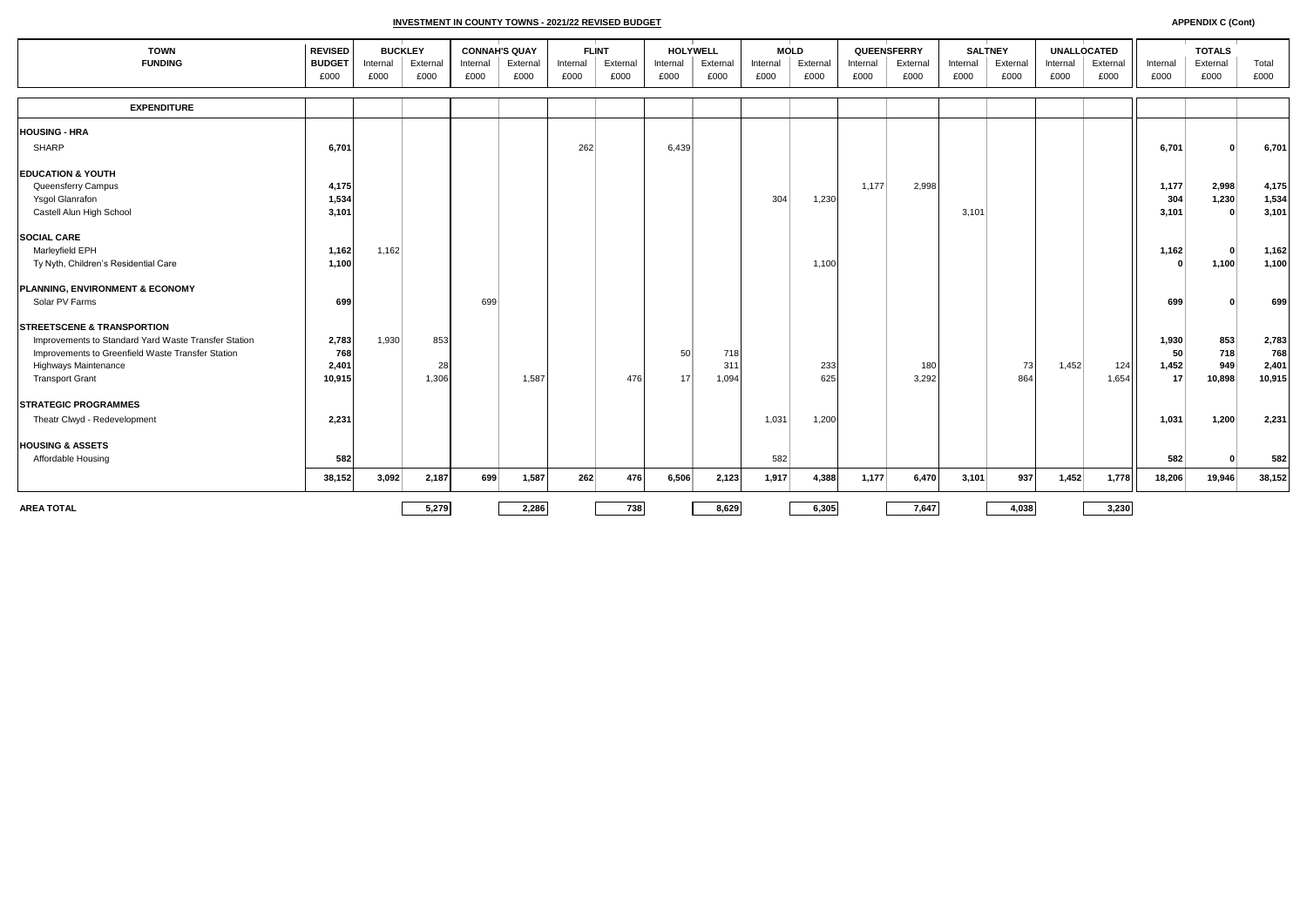## INVESTMENT IN COUNTY TOWNS - 2021/22 REVISED BUDGET

**APPENDIX C (Cont)**

| TOWN FUNDING | REVISED BUDGET | BUCKLEY | | CONNAH'S QUAY | | FLINT | | HOLYWELL | | MOLD | | QUEENSFERRY | | SALTNEY | | UNALLOCATED | | TOTALS | | |
|---|---|---|---|---|---|---|---|---|---|---|---|---|---|---|---|---|---|---|---|---|
| | £000 | Internal £000 | External £000 | Internal £000 | External £000 | Internal £000 | External £000 | Internal £000 | External £000 | Internal £000 | External £000 | Internal £000 | External £000 | Internal £000 | External £000 | Internal £000 | External £000 | Internal £000 | External £000 | Total £000 |
| **EXPENDITURE** | | | | | | | | | | | | | | | | | | | | |
| **HOUSING - HRA** | | | | | | | | | | | | | | | | | | | | |
| SHARP | **6,701** | | | | | 262 | | 6,439 | | | | | | | | | | **6,701** | **0** | **6,701** |
| **EDUCATION & YOUTH** | | | | | | | | | | | | | | | | | | | | |
| Queensferry Campus | **4,175** | | | | | | | | | | | 1,177 | 2,998 | | | | | **1,177** | **2,998** | **4,175** |
| Ysgol Glanrafon | **1,534** | | | | | | | | | 304 | 1,230 | | | | | | | **304** | **1,230** | **1,534** |
| Castell Alun High School | **3,101** | | | | | | | | | | | | | 3,101 | | | | **3,101** | **0** | **3,101** |
| **SOCIAL CARE** | | | | | | | | | | | | | | | | | | | | |
| Marleyfield EPH | **1,162** | 1,162 | | | | | | | | | | | | | | | | **1,162** | **0** | **1,162** |
| Ty Nyth, Children's Residential Care | **1,100** | | | | | | | | | | 1,100 | | | | | | | **0** | **1,100** | **1,100** |
| **PLANNING, ENVIRONMENT & ECONOMY** | | | | | | | | | | | | | | | | | | | | |
| Solar PV Farms | **699** | | | 699 | | | | | | | | | | | | | | **699** | **0** | **699** |
| **STREETSCENE & TRANSPORTION** | | | | | | | | | | | | | | | | | | | | |
| Improvements to Standard Yard Waste Transfer Station | **2,783** | 1,930 | 853 | | | | | | | | | | | | | | | **1,930** | **853** | **2,783** |
| Improvements to Greenfield Waste Transfer Station | **768** | | | | | | | 50 | 718 | | | | | | | | | **50** | **718** | **768** |
| Highways Maintenance | **2,401** | | 28 | | | | | | 311 | | 233 | | 180 | | 73 | 1,452 | 124 | **1,452** | **949** | **2,401** |
| Transport Grant | **10,915** | | 1,306 | | 1,587 | | 476 | 17 | 1,094 | | 625 | | 3,292 | | 864 | | 1,654 | **17** | **10,898** | **10,915** |
| **STRATEGIC PROGRAMMES** | | | | | | | | | | | | | | | | | | | | |
| Theatr Clwyd - Redevelopment | **2,231** | | | | | | | | | 1,031 | 1,200 | | | | | | | **1,031** | **1,200** | **2,231** |
| **HOUSING & ASSETS** | | | | | | | | | | | | | | | | | | | | |
| Affordable Housing | **582** | | | | | | | | | 582 | | | | | | | | **582** | **0** | **582** |
| | **38,152** | **3,092** | **2,187** | **699** | **1,587** | **262** | **476** | **6,506** | **2,123** | **1,917** | **4,388** | **1,177** | **6,470** | **3,101** | **937** | **1,452** | **1,778** | **18,206** | **19,946** | **38,152** |
| **AREA TOTAL** | | | **5,279** | | **2,286** | | **738** | | **8,629** | | **6,305** | | **7,647** | | **4,038** | | **3,230** | | | |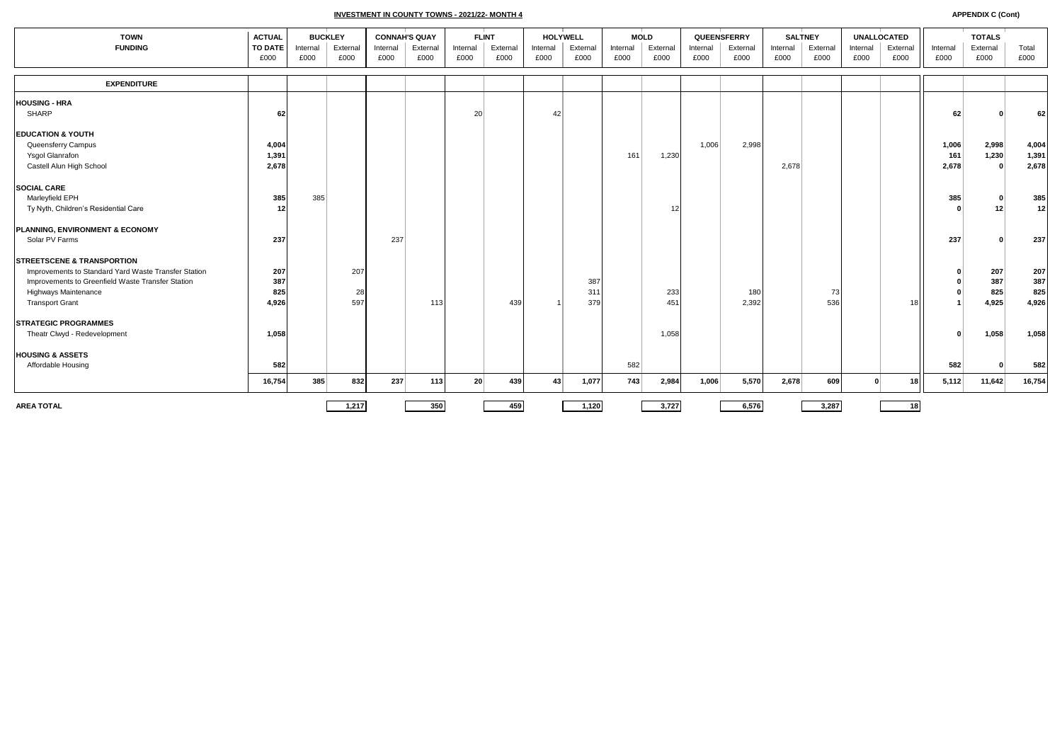**INVESTMENT IN COUNTY TOWNS - 2021/22- MONTH 4**

**APPENDIX C (Cont)**

| TOWN FUNDING | ACTUAL TO DATE £000 | BUCKLEY Internal £000 | BUCKLEY External £000 | CONNAH'S QUAY Internal £000 | CONNAH'S QUAY External £000 | FLINT Internal £000 | FLINT External £000 | HOLYWELL Internal £000 | HOLYWELL External £000 | MOLD Internal £000 | MOLD External £000 | QUEENSFERRY Internal £000 | QUEENSFERRY External £000 | SALTNEY Internal £000 | SALTNEY External £000 | UNALLOCATED Internal £000 | UNALLOCATED External £000 | TOTALS Internal £000 | TOTALS External £000 | TOTALS Total £000 |
|---|---|---|---|---|---|---|---|---|---|---|---|---|---|---|---|---|---|---|---|---|
| **EXPENDITURE** | | | | | | | | | | | | | | | | | | | | |
| **HOUSING - HRA** | | | | | | | | | | | | | | | | | | | | |
| SHARP | 62 | | | | | 20 | | 42 | | | | | | | | | | 62 | 0 | 62 |
| **EDUCATION & YOUTH** | | | | | | | | | | | | | | | | | | | | |
| Queensferry Campus | 4,004 | | | | | | | | | | | 1,006 | 2,998 | | | | | 1,006 | 2,998 | 4,004 |
| Ysgol Glanrafon | 1,391 | | | | | | | | | 161 | 1,230 | | | | | | | 161 | 1,230 | 1,391 |
| Castell Alun High School | 2,678 | | | | | | | | | | | | | 2,678 | | | | 2,678 | 0 | 2,678 |
| **SOCIAL CARE** | | | | | | | | | | | | | | | | | | | | |
| Marleyfield EPH | 385 | 385 | | | | | | | | | | | | | | | | 385 | 0 | 385 |
| Ty Nyth, Children's Residential Care | 12 | | | | | | | | | | 12 | | | | | | | 0 | 12 | 12 |
| **PLANNING, ENVIRONMENT & ECONOMY** | | | | | | | | | | | | | | | | | | | | |
| Solar PV Farms | 237 | | | 237 | | | | | | | | | | | | | | 237 | 0 | 237 |
| **STREETSCENE & TRANSPORTION** | | | | | | | | | | | | | | | | | | | | |
| Improvements to Standard Yard Waste Transfer Station | 207 | | 207 | | | | | | | | | | | | | | | 0 | 207 | 207 |
| Improvements to Greenfield Waste Transfer Station | 387 | | | | | | | | 387 | | | | | | | | | 0 | 387 | 387 |
| Highways Maintenance | 825 | | 28 | | | | | | 311 | | 233 | | 180 | | 73 | | | 0 | 825 | 825 |
| Transport Grant | 4,926 | | 597 | | 113 | | 439 | 1 | 379 | | 451 | | 2,392 | | 536 | | 18 | 1 | 4,925 | 4,926 |
| **STRATEGIC PROGRAMMES** | | | | | | | | | | | | | | | | | | | | |
| Theatr Clwyd - Redevelopment | 1,058 | | | | | | | | | | 1,058 | | | | | | | 0 | 1,058 | 1,058 |
| **HOUSING & ASSETS** | | | | | | | | | | | | | | | | | | | | |
| Affordable Housing | 582 | | | | | | | | | 582 | | | | | | | | 582 | 0 | 582 |
| | 16,754 | 385 | 832 | 237 | 113 | 20 | 439 | 43 | 1,077 | 743 | 2,984 | 1,006 | 5,570 | 2,678 | 609 | 0 | 18 | 5,112 | 11,642 | 16,754 |
| **AREA TOTAL** | | | 1,217 | | 350 | | 459 | | 1,120 | | 3,727 | | 6,576 | | 3,287 | | 18 | | | |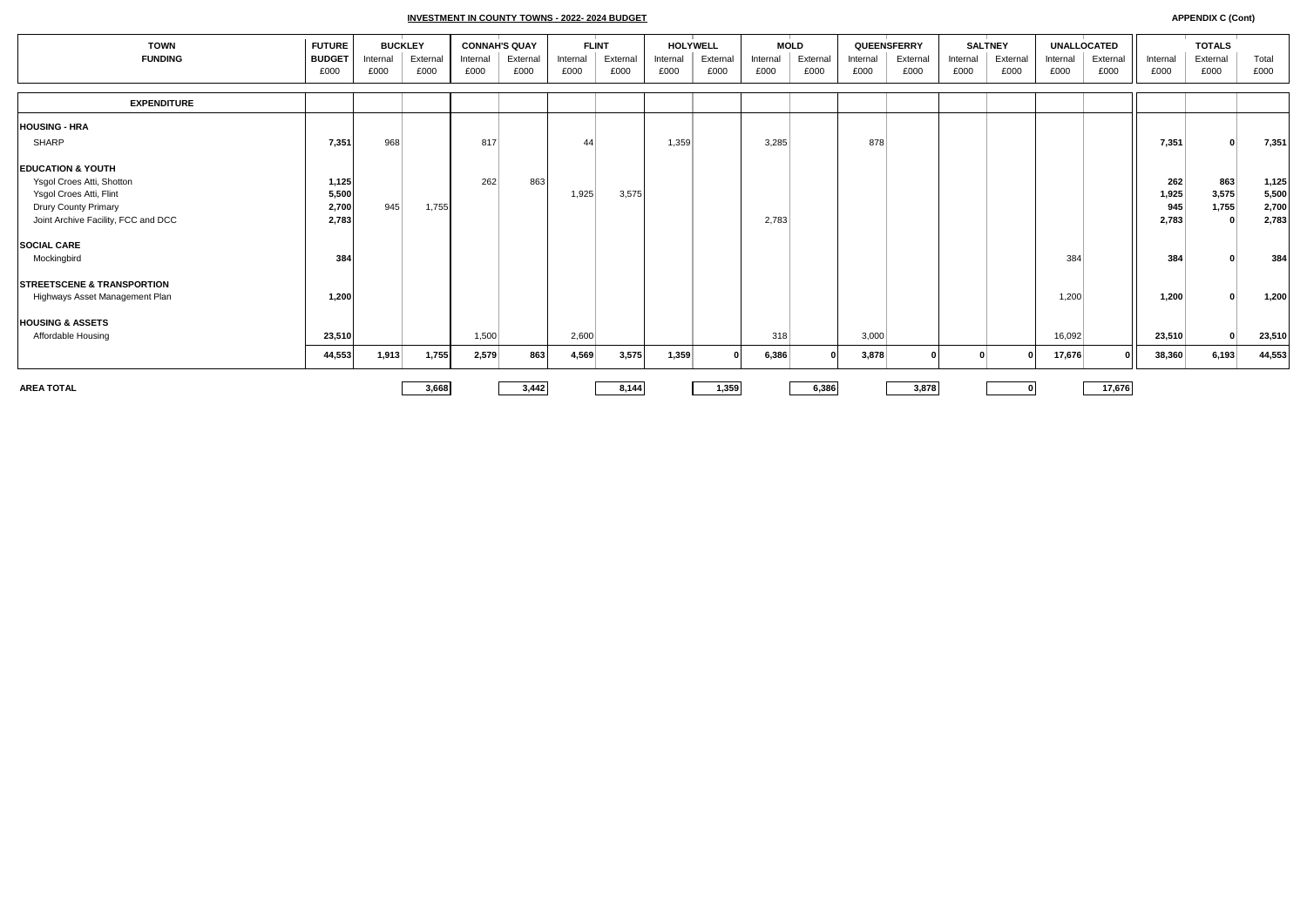**INVESTMENT IN COUNTY TOWNS - 2022- 2024 BUDGET**

**APPENDIX C (Cont)**

| TOWN FUNDING | FUTURE BUDGET | BUCKLEY | | CONNAH'S QUAY | | FLINT | | HOLYWELL | | MOLD | | QUEENSFERRY | | SALTNEY | | UNALLOCATED | | TOTALS | | |
|---|---|---|---|---|---|---|---|---|---|---|---|---|---|---|---|---|---|---|---|---|
| | £000 | Internal £000 | External £000 | Internal £000 | External £000 | Internal £000 | External £000 | Internal £000 | External £000 | Internal £000 | External £000 | Internal £000 | External £000 | Internal £000 | External £000 | Internal £000 | External £000 | Internal £000 | External £000 | Total £000 |
| **EXPENDITURE** | | | | | | | | | | | | | | | | | | | | |
| **HOUSING - HRA** | | | | | | | | | | | | | | | | | | | | |
| SHARP | **7,351** | 968 | | 817 | | 44 | | 1,359 | | 3,285 | | 878 | | | | | | **7,351** | **0** | **7,351** |
| **EDUCATION & YOUTH** | | | | | | | | | | | | | | | | | | | | |
| Ysgol Croes Atti, Shotton | **1,125** | | | 262 | 863 | | | | | | | | | | | | | **262** | **863** | **1,125** |
| Ysgol Croes Atti, Flint | **5,500** | | | | | 1,925 | 3,575 | | | | | | | | | | | **1,925** | **3,575** | **5,500** |
| Drury County Primary | **2,700** | 945 | 1,755 | | | | | | | | | | | | | | | **945** | **1,755** | **2,700** |
| Joint Archive Facility, FCC and DCC | **2,783** | | | | | | | | | 2,783 | | | | | | | | **2,783** | **0** | **2,783** |
| **SOCIAL CARE** | | | | | | | | | | | | | | | | | | | | |
| Mockingbird | **384** | | | | | | | | | | | | | | | 384 | | **384** | **0** | **384** |
| **STREETSCENE & TRANSPORTION** | | | | | | | | | | | | | | | | | | | | |
| Highways Asset Management Plan | **1,200** | | | | | | | | | | | | | | | 1,200 | | **1,200** | **0** | **1,200** |
| **HOUSING & ASSETS** | | | | | | | | | | | | | | | | | | | | |
| Affordable Housing | **23,510** | | | 1,500 | | 2,600 | | | | 318 | | 3,000 | | | | 16,092 | | **23,510** | **0** | **23,510** |
| | **44,553** | **1,913** | **1,755** | **2,579** | **863** | **4,569** | **3,575** | **1,359** | **0** | **6,386** | **0** | **3,878** | **0** | **0** | **0** | **17,676** | **0** | **38,360** | **6,193** | **44,553** |
| **AREA TOTAL** | | | **3,668** | | **3,442** | | **8,144** | | **1,359** | | **6,386** | | **3,878** | | **0** | | **17,676** | | | |